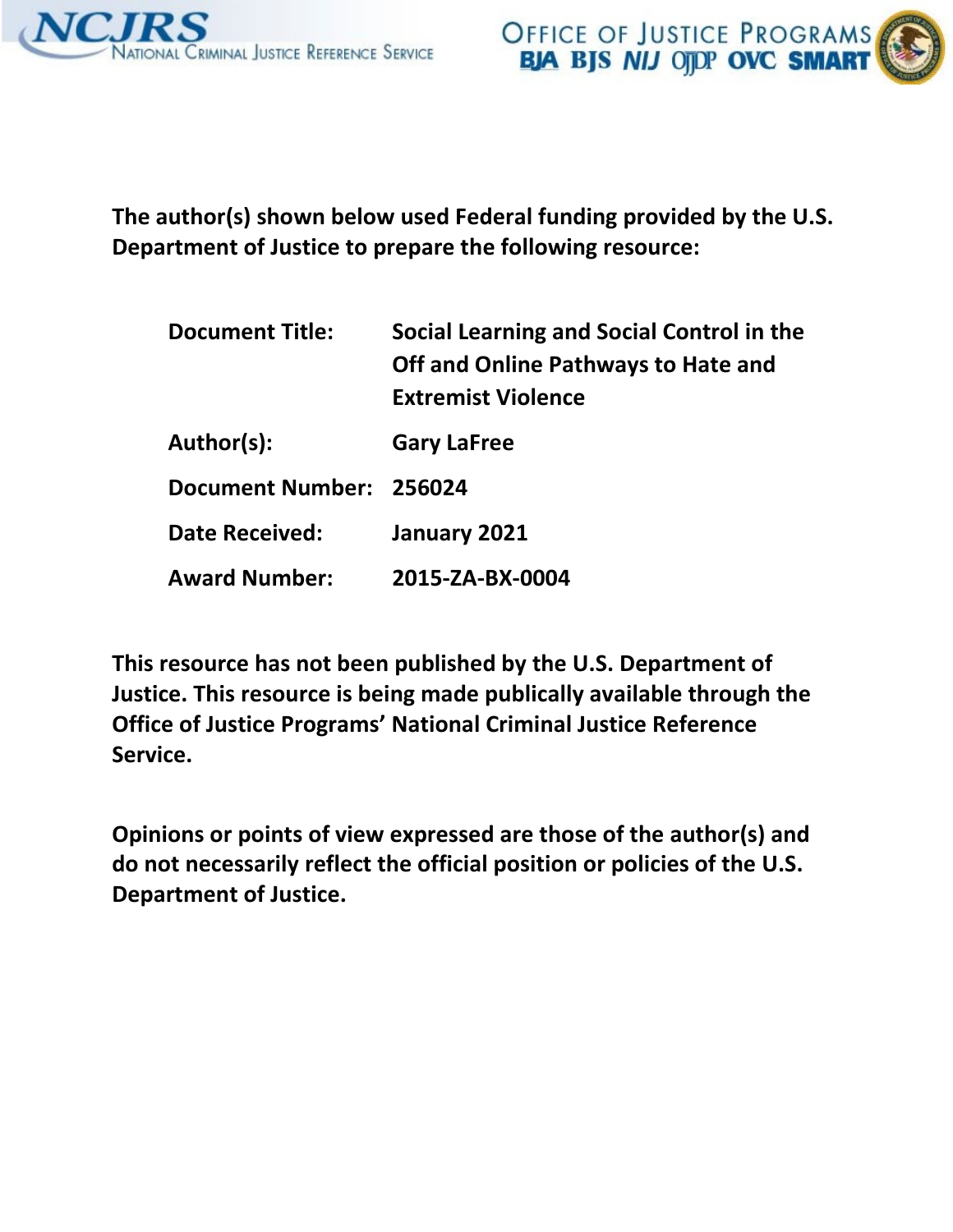NCJRS National Criminal Justice Reference Service

Office of Justice Programs
BJA BJS NIJ OJJDP OVC SMART

**The author(s) shown below used Federal funding provided by the U.S. Department of Justice to prepare the following resource:**

| | |
|---|---|
| **Document Title:** | **Social Learning and Social Control in the Off and Online Pathways to Hate and Extremist Violence** |
| **Author(s):** | **Gary LaFree** |
| **Document Number:** | **256024** |
| **Date Received:** | **January 2021** |
| **Award Number:** | **2015-ZA-BX-0004** |

**This resource has not been published by the U.S. Department of Justice. This resource is being made publically available through the Office of Justice Programs' National Criminal Justice Reference Service.**

**Opinions or points of view expressed are those of the author(s) and do not necessarily reflect the official position or policies of the U.S. Department of Justice.**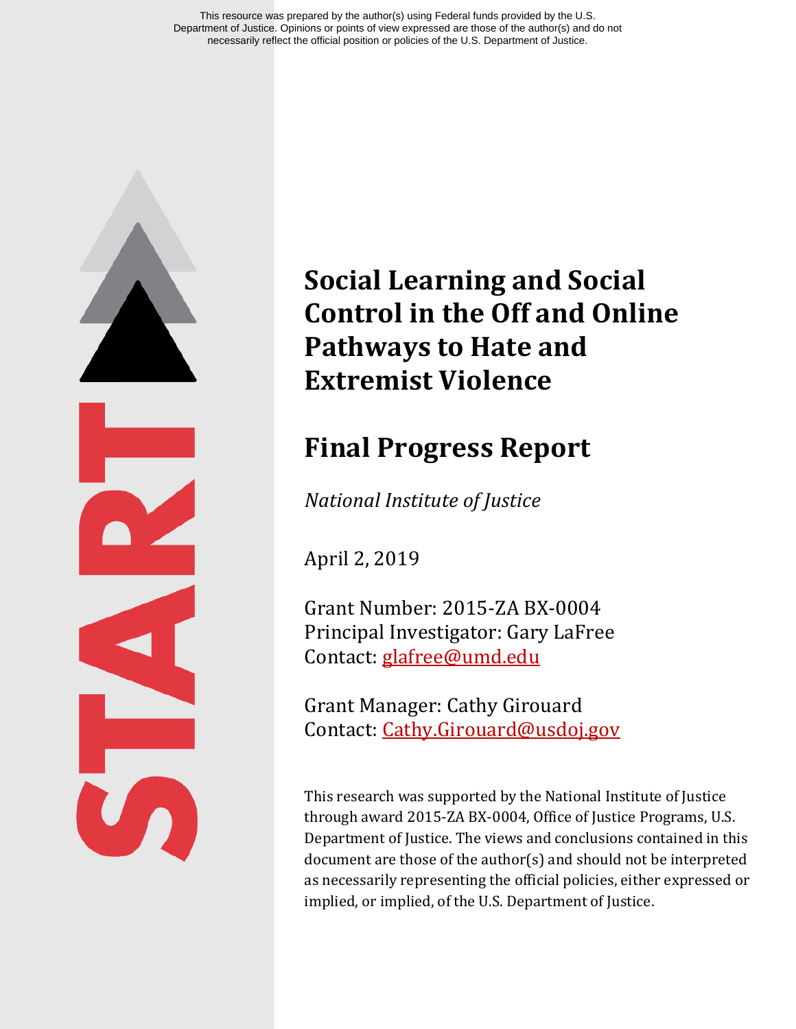This resource was prepared by the author(s) using Federal funds provided by the U.S. Department of Justice. Opinions or points of view expressed are those of the author(s) and do not necessarily reflect the official position or policies of the U.S. Department of Justice.

# Social Learning and Social Control in the Off and Online Pathways to Hate and Extremist Violence

## Final Progress Report

*National Institute of Justice*

April 2, 2019

Grant Number: 2015-ZA BX-0004
Principal Investigator: Gary LaFree
Contact: glafree@umd.edu

Grant Manager: Cathy Girouard
Contact: Cathy.Girouard@usdoj.gov

This research was supported by the National Institute of Justice through award 2015-ZA BX-0004, Office of Justice Programs, U.S. Department of Justice. The views and conclusions contained in this document are those of the author(s) and should not be interpreted as necessarily representing the official policies, either expressed or implied, or implied, of the U.S. Department of Justice.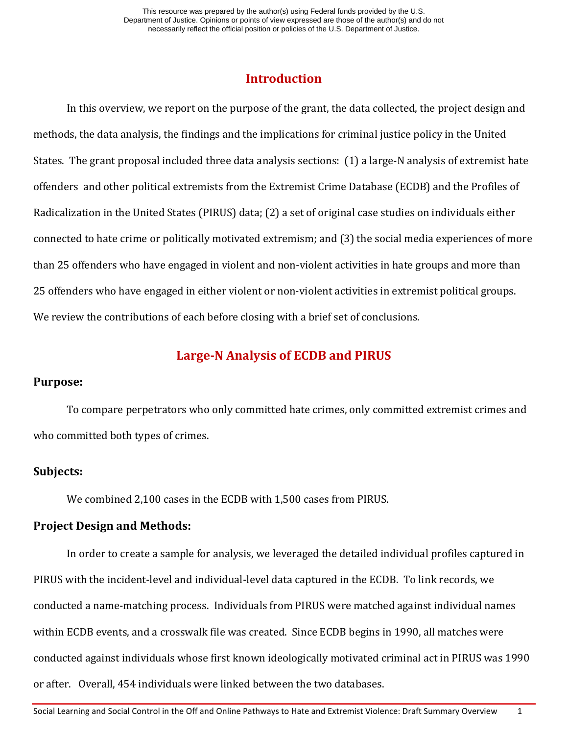## Introduction

In this overview, we report on the purpose of the grant, the data collected, the project design and methods, the data analysis, the findings and the implications for criminal justice policy in the United States. The grant proposal included three data analysis sections: (1) a large-N analysis of extremist hate offenders and other political extremists from the Extremist Crime Database (ECDB) and the Profiles of Radicalization in the United States (PIRUS) data; (2) a set of original case studies on individuals either connected to hate crime or politically motivated extremism; and (3) the social media experiences of more than 25 offenders who have engaged in violent and non-violent activities in hate groups and more than 25 offenders who have engaged in either violent or non-violent activities in extremist political groups. We review the contributions of each before closing with a brief set of conclusions.

## Large-N Analysis of ECDB and PIRUS

### Purpose:

To compare perpetrators who only committed hate crimes, only committed extremist crimes and who committed both types of crimes.

### Subjects:

We combined 2,100 cases in the ECDB with 1,500 cases from PIRUS.

### Project Design and Methods:

In order to create a sample for analysis, we leveraged the detailed individual profiles captured in PIRUS with the incident-level and individual-level data captured in the ECDB. To link records, we conducted a name-matching process. Individuals from PIRUS were matched against individual names within ECDB events, and a crosswalk file was created. Since ECDB begins in 1990, all matches were conducted against individuals whose first known ideologically motivated criminal act in PIRUS was 1990 or after. Overall, 454 individuals were linked between the two databases.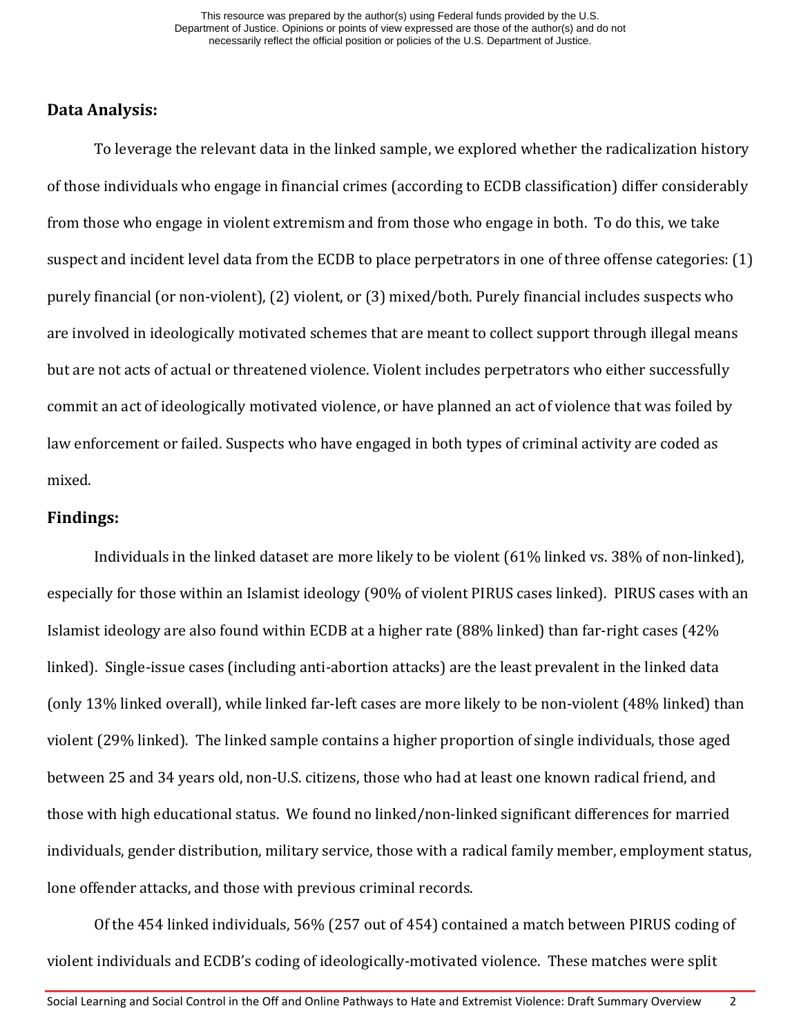## Data Analysis:

To leverage the relevant data in the linked sample, we explored whether the radicalization history of those individuals who engage in financial crimes (according to ECDB classification) differ considerably from those who engage in violent extremism and from those who engage in both. To do this, we take suspect and incident level data from the ECDB to place perpetrators in one of three offense categories: (1) purely financial (or non-violent), (2) violent, or (3) mixed/both. Purely financial includes suspects who are involved in ideologically motivated schemes that are meant to collect support through illegal means but are not acts of actual or threatened violence. Violent includes perpetrators who either successfully commit an act of ideologically motivated violence, or have planned an act of violence that was foiled by law enforcement or failed. Suspects who have engaged in both types of criminal activity are coded as mixed.

## Findings:

Individuals in the linked dataset are more likely to be violent (61% linked vs. 38% of non-linked), especially for those within an Islamist ideology (90% of violent PIRUS cases linked). PIRUS cases with an Islamist ideology are also found within ECDB at a higher rate (88% linked) than far-right cases (42% linked). Single-issue cases (including anti-abortion attacks) are the least prevalent in the linked data (only 13% linked overall), while linked far-left cases are more likely to be non-violent (48% linked) than violent (29% linked). The linked sample contains a higher proportion of single individuals, those aged between 25 and 34 years old, non-U.S. citizens, those who had at least one known radical friend, and those with high educational status. We found no linked/non-linked significant differences for married individuals, gender distribution, military service, those with a radical family member, employment status, lone offender attacks, and those with previous criminal records.

Of the 454 linked individuals, 56% (257 out of 454) contained a match between PIRUS coding of violent individuals and ECDB's coding of ideologically-motivated violence. These matches were split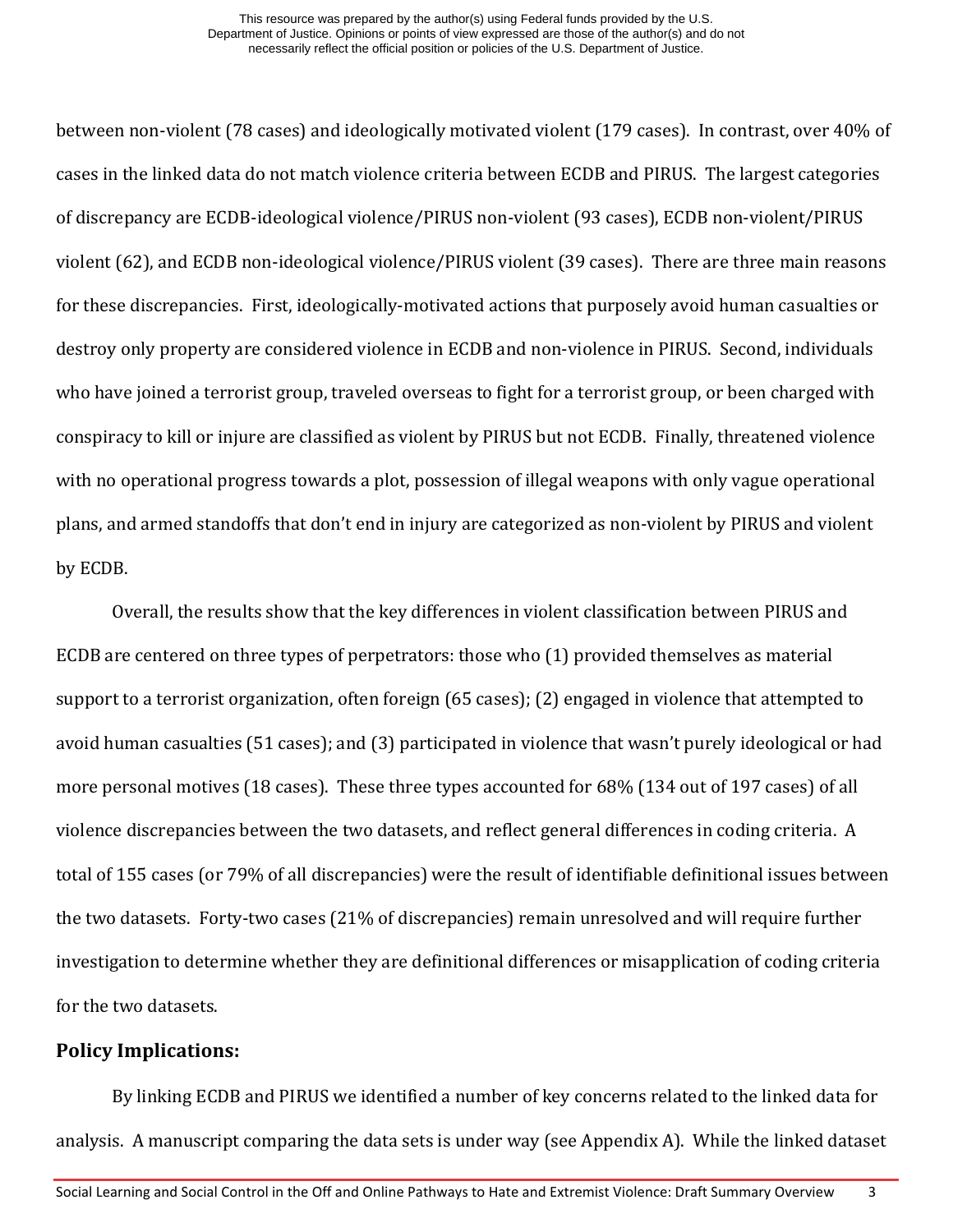between non-violent (78 cases) and ideologically motivated violent (179 cases). In contrast, over 40% of cases in the linked data do not match violence criteria between ECDB and PIRUS. The largest categories of discrepancy are ECDB-ideological violence/PIRUS non-violent (93 cases), ECDB non-violent/PIRUS violent (62), and ECDB non-ideological violence/PIRUS violent (39 cases). There are three main reasons for these discrepancies. First, ideologically-motivated actions that purposely avoid human casualties or destroy only property are considered violence in ECDB and non-violence in PIRUS. Second, individuals who have joined a terrorist group, traveled overseas to fight for a terrorist group, or been charged with conspiracy to kill or injure are classified as violent by PIRUS but not ECDB. Finally, threatened violence with no operational progress towards a plot, possession of illegal weapons with only vague operational plans, and armed standoffs that don't end in injury are categorized as non-violent by PIRUS and violent by ECDB.

Overall, the results show that the key differences in violent classification between PIRUS and ECDB are centered on three types of perpetrators: those who (1) provided themselves as material support to a terrorist organization, often foreign (65 cases); (2) engaged in violence that attempted to avoid human casualties (51 cases); and (3) participated in violence that wasn't purely ideological or had more personal motives (18 cases). These three types accounted for 68% (134 out of 197 cases) of all violence discrepancies between the two datasets, and reflect general differences in coding criteria. A total of 155 cases (or 79% of all discrepancies) were the result of identifiable definitional issues between the two datasets. Forty-two cases (21% of discrepancies) remain unresolved and will require further investigation to determine whether they are definitional differences or misapplication of coding criteria for the two datasets.

## Policy Implications:

By linking ECDB and PIRUS we identified a number of key concerns related to the linked data for analysis. A manuscript comparing the data sets is under way (see Appendix A). While the linked dataset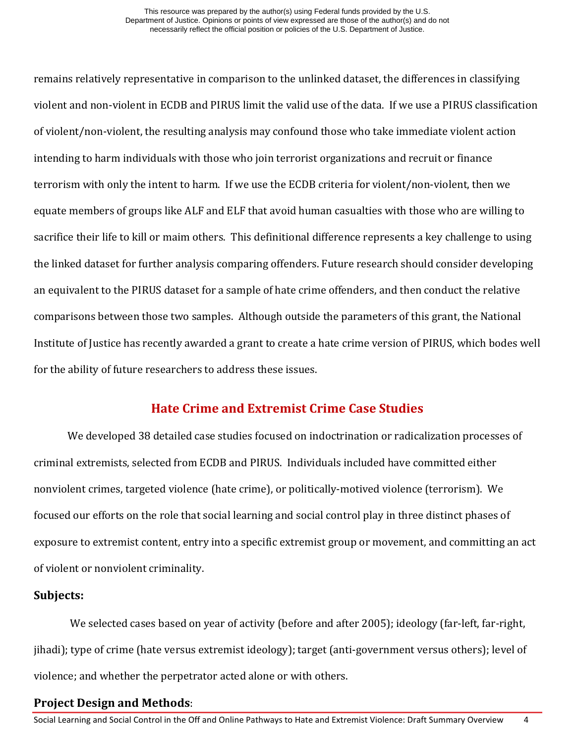remains relatively representative in comparison to the unlinked dataset, the differences in classifying violent and non-violent in ECDB and PIRUS limit the valid use of the data. If we use a PIRUS classification of violent/non-violent, the resulting analysis may confound those who take immediate violent action intending to harm individuals with those who join terrorist organizations and recruit or finance terrorism with only the intent to harm. If we use the ECDB criteria for violent/non-violent, then we equate members of groups like ALF and ELF that avoid human casualties with those who are willing to sacrifice their life to kill or maim others. This definitional difference represents a key challenge to using the linked dataset for further analysis comparing offenders. Future research should consider developing an equivalent to the PIRUS dataset for a sample of hate crime offenders, and then conduct the relative comparisons between those two samples. Although outside the parameters of this grant, the National Institute of Justice has recently awarded a grant to create a hate crime version of PIRUS, which bodes well for the ability of future researchers to address these issues.

## Hate Crime and Extremist Crime Case Studies

We developed 38 detailed case studies focused on indoctrination or radicalization processes of criminal extremists, selected from ECDB and PIRUS. Individuals included have committed either nonviolent crimes, targeted violence (hate crime), or politically-motived violence (terrorism). We focused our efforts on the role that social learning and social control play in three distinct phases of exposure to extremist content, entry into a specific extremist group or movement, and committing an act of violent or nonviolent criminality.

### Subjects:

We selected cases based on year of activity (before and after 2005); ideology (far-left, far-right, jihadi); type of crime (hate versus extremist ideology); target (anti-government versus others); level of violence; and whether the perpetrator acted alone or with others.

### Project Design and Methods: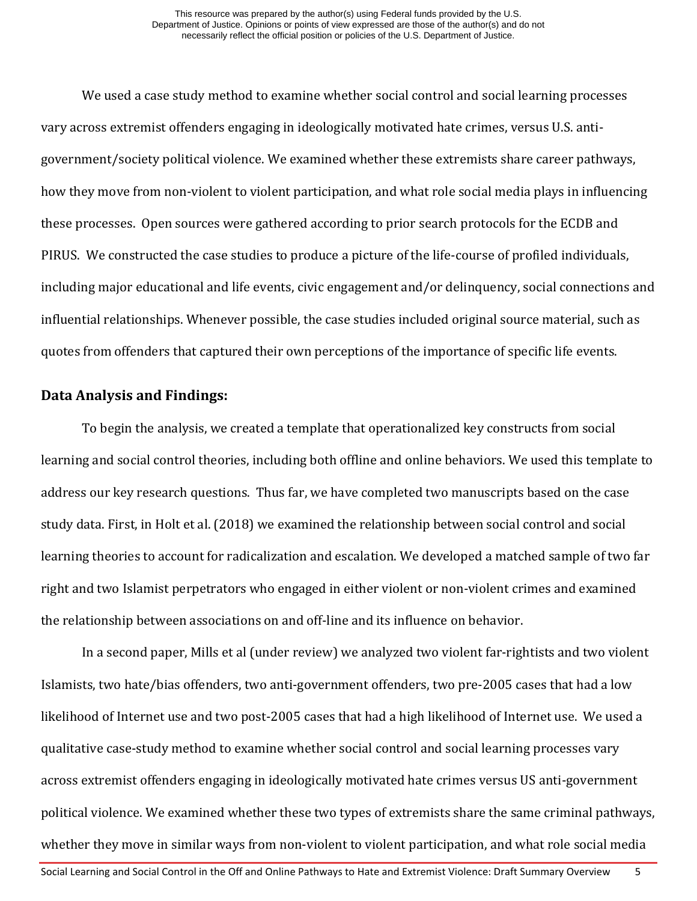We used a case study method to examine whether social control and social learning processes vary across extremist offenders engaging in ideologically motivated hate crimes, versus U.S. anti-government/society political violence. We examined whether these extremists share career pathways, how they move from non-violent to violent participation, and what role social media plays in influencing these processes. Open sources were gathered according to prior search protocols for the ECDB and PIRUS. We constructed the case studies to produce a picture of the life-course of profiled individuals, including major educational and life events, civic engagement and/or delinquency, social connections and influential relationships. Whenever possible, the case studies included original source material, such as quotes from offenders that captured their own perceptions of the importance of specific life events.

## Data Analysis and Findings:

To begin the analysis, we created a template that operationalized key constructs from social learning and social control theories, including both offline and online behaviors. We used this template to address our key research questions. Thus far, we have completed two manuscripts based on the case study data. First, in Holt et al. (2018) we examined the relationship between social control and social learning theories to account for radicalization and escalation. We developed a matched sample of two far right and two Islamist perpetrators who engaged in either violent or non-violent crimes and examined the relationship between associations on and off-line and its influence on behavior.

In a second paper, Mills et al (under review) we analyzed two violent far-rightists and two violent Islamists, two hate/bias offenders, two anti-government offenders, two pre-2005 cases that had a low likelihood of Internet use and two post-2005 cases that had a high likelihood of Internet use. We used a qualitative case-study method to examine whether social control and social learning processes vary across extremist offenders engaging in ideologically motivated hate crimes versus US anti-government political violence. We examined whether these two types of extremists share the same criminal pathways, whether they move in similar ways from non-violent to violent participation, and what role social media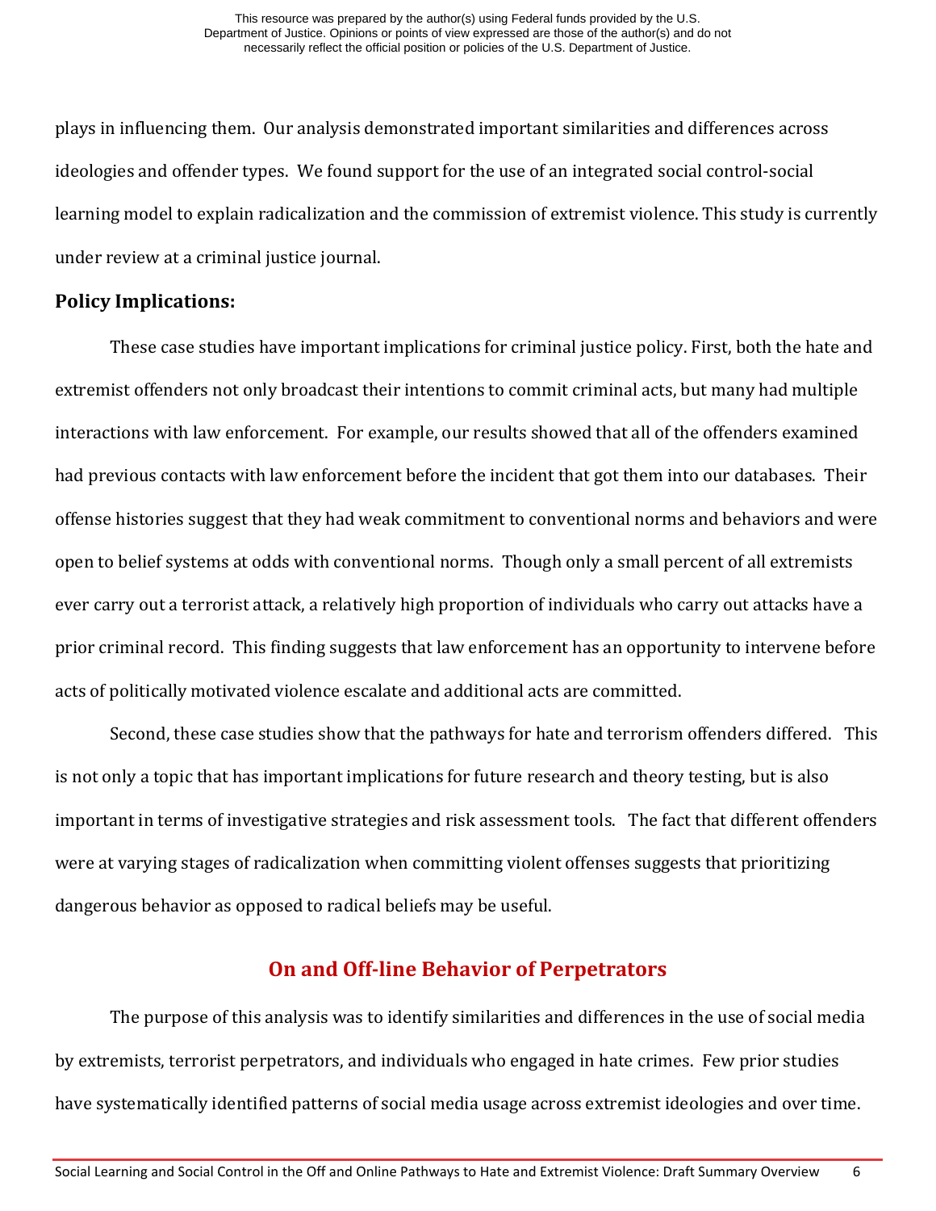plays in influencing them. Our analysis demonstrated important similarities and differences across ideologies and offender types. We found support for the use of an integrated social control-social learning model to explain radicalization and the commission of extremist violence. This study is currently under review at a criminal justice journal.

**Policy Implications:**

These case studies have important implications for criminal justice policy. First, both the hate and extremist offenders not only broadcast their intentions to commit criminal acts, but many had multiple interactions with law enforcement. For example, our results showed that all of the offenders examined had previous contacts with law enforcement before the incident that got them into our databases. Their offense histories suggest that they had weak commitment to conventional norms and behaviors and were open to belief systems at odds with conventional norms. Though only a small percent of all extremists ever carry out a terrorist attack, a relatively high proportion of individuals who carry out attacks have a prior criminal record. This finding suggests that law enforcement has an opportunity to intervene before acts of politically motivated violence escalate and additional acts are committed.

Second, these case studies show that the pathways for hate and terrorism offenders differed. This is not only a topic that has important implications for future research and theory testing, but is also important in terms of investigative strategies and risk assessment tools. The fact that different offenders were at varying stages of radicalization when committing violent offenses suggests that prioritizing dangerous behavior as opposed to radical beliefs may be useful.

## On and Off-line Behavior of Perpetrators

The purpose of this analysis was to identify similarities and differences in the use of social media by extremists, terrorist perpetrators, and individuals who engaged in hate crimes. Few prior studies have systematically identified patterns of social media usage across extremist ideologies and over time.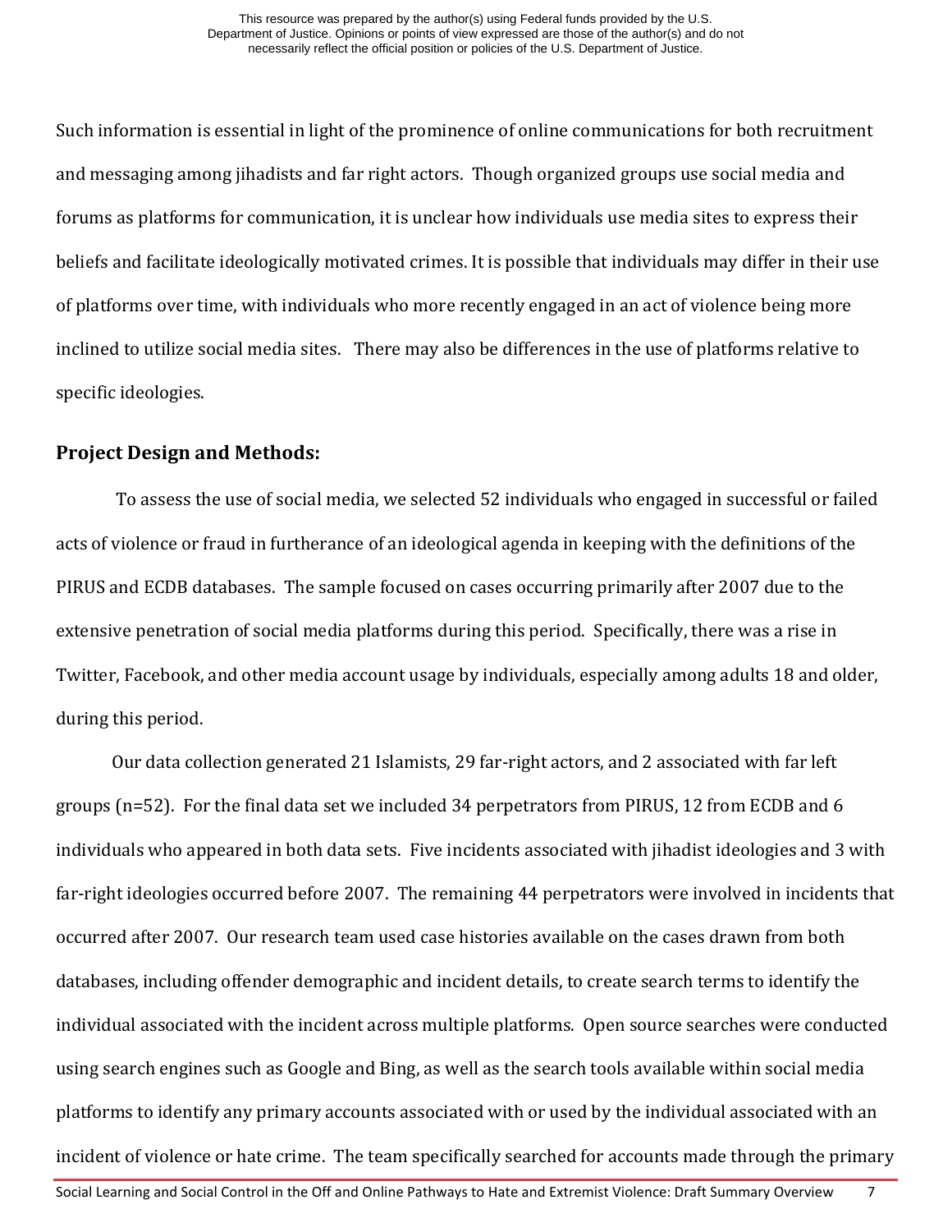Such information is essential in light of the prominence of online communications for both recruitment and messaging among jihadists and far right actors. Though organized groups use social media and forums as platforms for communication, it is unclear how individuals use media sites to express their beliefs and facilitate ideologically motivated crimes. It is possible that individuals may differ in their use of platforms over time, with individuals who more recently engaged in an act of violence being more inclined to utilize social media sites. There may also be differences in the use of platforms relative to specific ideologies.

## Project Design and Methods:

To assess the use of social media, we selected 52 individuals who engaged in successful or failed acts of violence or fraud in furtherance of an ideological agenda in keeping with the definitions of the PIRUS and ECDB databases. The sample focused on cases occurring primarily after 2007 due to the extensive penetration of social media platforms during this period. Specifically, there was a rise in Twitter, Facebook, and other media account usage by individuals, especially among adults 18 and older, during this period.

Our data collection generated 21 Islamists, 29 far-right actors, and 2 associated with far left groups (n=52). For the final data set we included 34 perpetrators from PIRUS, 12 from ECDB and 6 individuals who appeared in both data sets. Five incidents associated with jihadist ideologies and 3 with far-right ideologies occurred before 2007. The remaining 44 perpetrators were involved in incidents that occurred after 2007. Our research team used case histories available on the cases drawn from both databases, including offender demographic and incident details, to create search terms to identify the individual associated with the incident across multiple platforms. Open source searches were conducted using search engines such as Google and Bing, as well as the search tools available within social media platforms to identify any primary accounts associated with or used by the individual associated with an incident of violence or hate crime. The team specifically searched for accounts made through the primary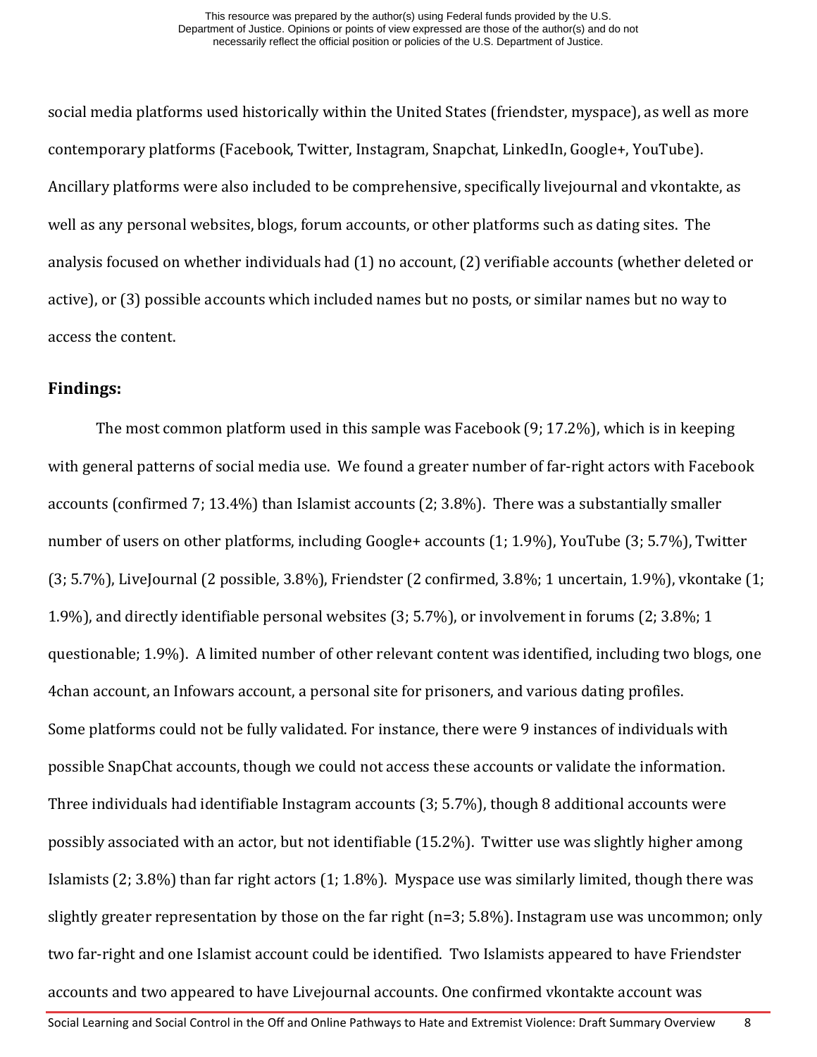social media platforms used historically within the United States (friendster, myspace), as well as more contemporary platforms (Facebook, Twitter, Instagram, Snapchat, LinkedIn, Google+, YouTube). Ancillary platforms were also included to be comprehensive, specifically livejournal and vkontakte, as well as any personal websites, blogs, forum accounts, or other platforms such as dating sites. The analysis focused on whether individuals had (1) no account, (2) verifiable accounts (whether deleted or active), or (3) possible accounts which included names but no posts, or similar names but no way to access the content.

## Findings:

The most common platform used in this sample was Facebook (9; 17.2%), which is in keeping with general patterns of social media use. We found a greater number of far-right actors with Facebook accounts (confirmed 7; 13.4%) than Islamist accounts (2; 3.8%). There was a substantially smaller number of users on other platforms, including Google+ accounts (1; 1.9%), YouTube (3; 5.7%), Twitter (3; 5.7%), LiveJournal (2 possible, 3.8%), Friendster (2 confirmed, 3.8%; 1 uncertain, 1.9%), vkontake (1; 1.9%), and directly identifiable personal websites (3; 5.7%), or involvement in forums (2; 3.8%; 1 questionable; 1.9%). A limited number of other relevant content was identified, including two blogs, one 4chan account, an Infowars account, a personal site for prisoners, and various dating profiles.
Some platforms could not be fully validated. For instance, there were 9 instances of individuals with possible SnapChat accounts, though we could not access these accounts or validate the information. Three individuals had identifiable Instagram accounts (3; 5.7%), though 8 additional accounts were possibly associated with an actor, but not identifiable (15.2%). Twitter use was slightly higher among Islamists (2; 3.8%) than far right actors (1; 1.8%). Myspace use was similarly limited, though there was slightly greater representation by those on the far right (n=3; 5.8%). Instagram use was uncommon; only two far-right and one Islamist account could be identified. Two Islamists appeared to have Friendster accounts and two appeared to have Livejournal accounts. One confirmed vkontakte account was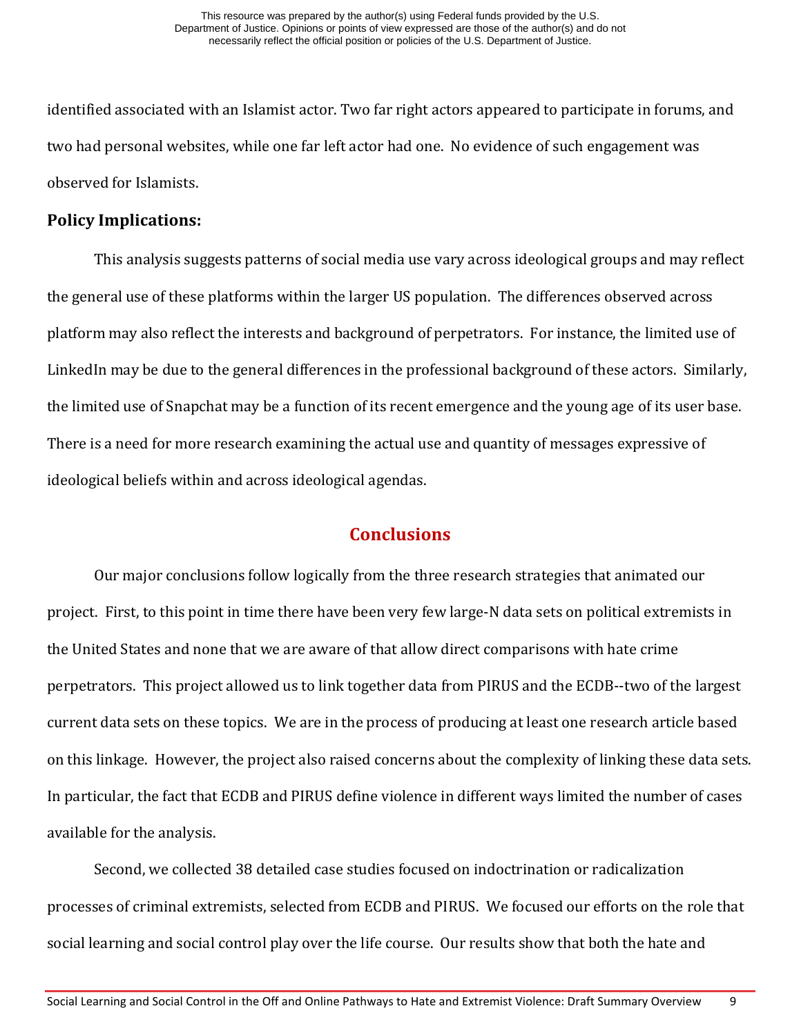identified associated with an Islamist actor. Two far right actors appeared to participate in forums, and two had personal websites, while one far left actor had one. No evidence of such engagement was observed for Islamists.

**Policy Implications:**

This analysis suggests patterns of social media use vary across ideological groups and may reflect the general use of these platforms within the larger US population. The differences observed across platform may also reflect the interests and background of perpetrators. For instance, the limited use of LinkedIn may be due to the general differences in the professional background of these actors. Similarly, the limited use of Snapchat may be a function of its recent emergence and the young age of its user base. There is a need for more research examining the actual use and quantity of messages expressive of ideological beliefs within and across ideological agendas.

## Conclusions

Our major conclusions follow logically from the three research strategies that animated our project. First, to this point in time there have been very few large-N data sets on political extremists in the United States and none that we are aware of that allow direct comparisons with hate crime perpetrators. This project allowed us to link together data from PIRUS and the ECDB--two of the largest current data sets on these topics. We are in the process of producing at least one research article based on this linkage. However, the project also raised concerns about the complexity of linking these data sets. In particular, the fact that ECDB and PIRUS define violence in different ways limited the number of cases available for the analysis.

Second, we collected 38 detailed case studies focused on indoctrination or radicalization processes of criminal extremists, selected from ECDB and PIRUS. We focused our efforts on the role that social learning and social control play over the life course. Our results show that both the hate and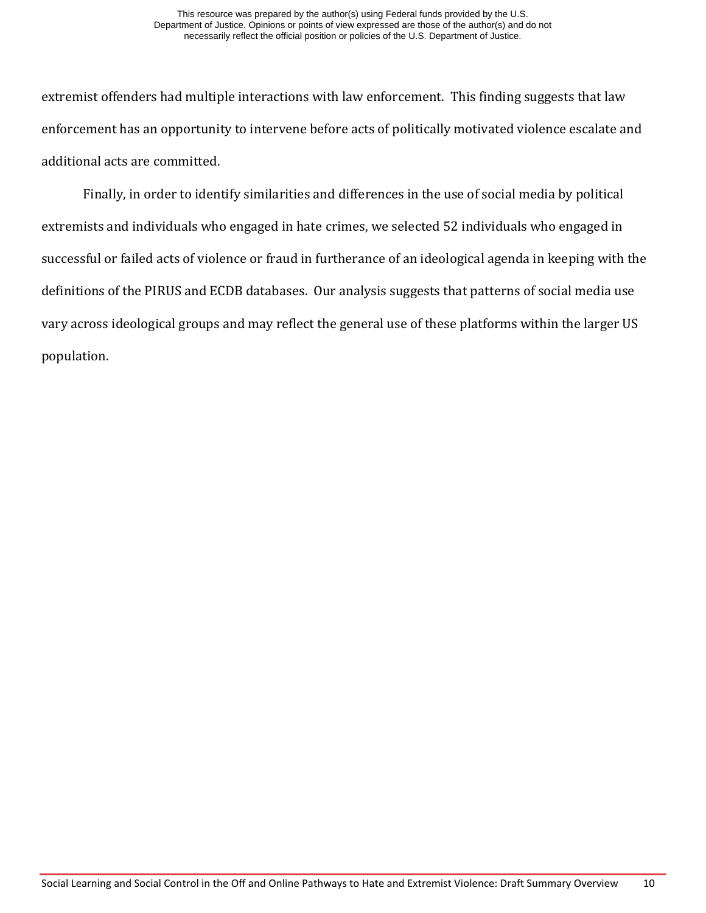extremist offenders had multiple interactions with law enforcement. This finding suggests that law enforcement has an opportunity to intervene before acts of politically motivated violence escalate and additional acts are committed.

Finally, in order to identify similarities and differences in the use of social media by political extremists and individuals who engaged in hate crimes, we selected 52 individuals who engaged in successful or failed acts of violence or fraud in furtherance of an ideological agenda in keeping with the definitions of the PIRUS and ECDB databases. Our analysis suggests that patterns of social media use vary across ideological groups and may reflect the general use of these platforms within the larger US population.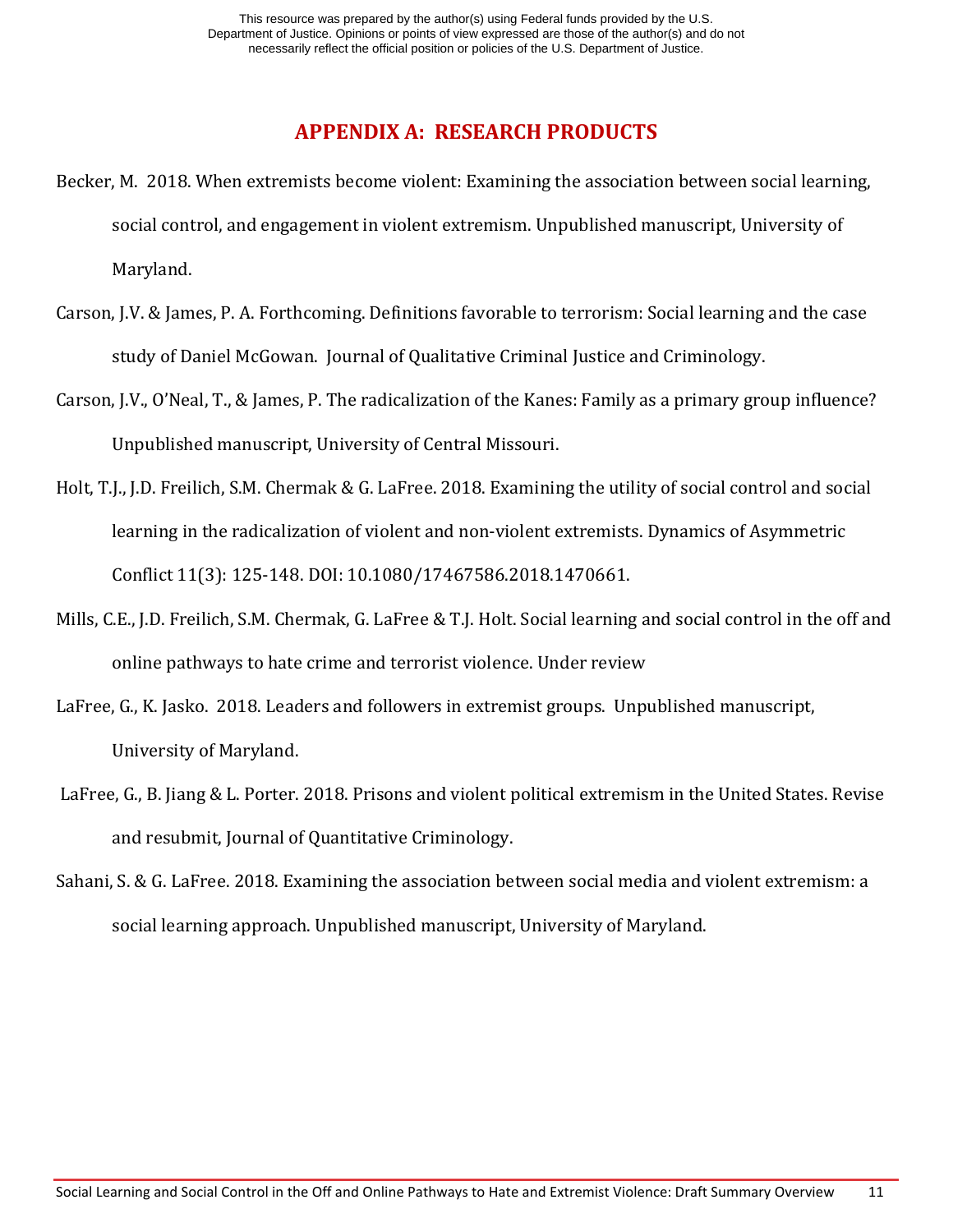# APPENDIX A: RESEARCH PRODUCTS

Becker, M. 2018. When extremists become violent: Examining the association between social learning, social control, and engagement in violent extremism. Unpublished manuscript, University of Maryland.

Carson, J.V. & James, P. A. Forthcoming. Definitions favorable to terrorism: Social learning and the case study of Daniel McGowan. Journal of Qualitative Criminal Justice and Criminology.

Carson, J.V., O'Neal, T., & James, P. The radicalization of the Kanes: Family as a primary group influence? Unpublished manuscript, University of Central Missouri.

Holt, T.J., J.D. Freilich, S.M. Chermak & G. LaFree. 2018. Examining the utility of social control and social learning in the radicalization of violent and non-violent extremists. Dynamics of Asymmetric Conflict 11(3): 125-148. DOI: 10.1080/17467586.2018.1470661.

Mills, C.E., J.D. Freilich, S.M. Chermak, G. LaFree & T.J. Holt. Social learning and social control in the off and online pathways to hate crime and terrorist violence. Under review

LaFree, G., K. Jasko. 2018. Leaders and followers in extremist groups. Unpublished manuscript, University of Maryland.

LaFree, G., B. Jiang & L. Porter. 2018. Prisons and violent political extremism in the United States. Revise and resubmit, Journal of Quantitative Criminology.

Sahani, S. & G. LaFree. 2018. Examining the association between social media and violent extremism: a social learning approach. Unpublished manuscript, University of Maryland.